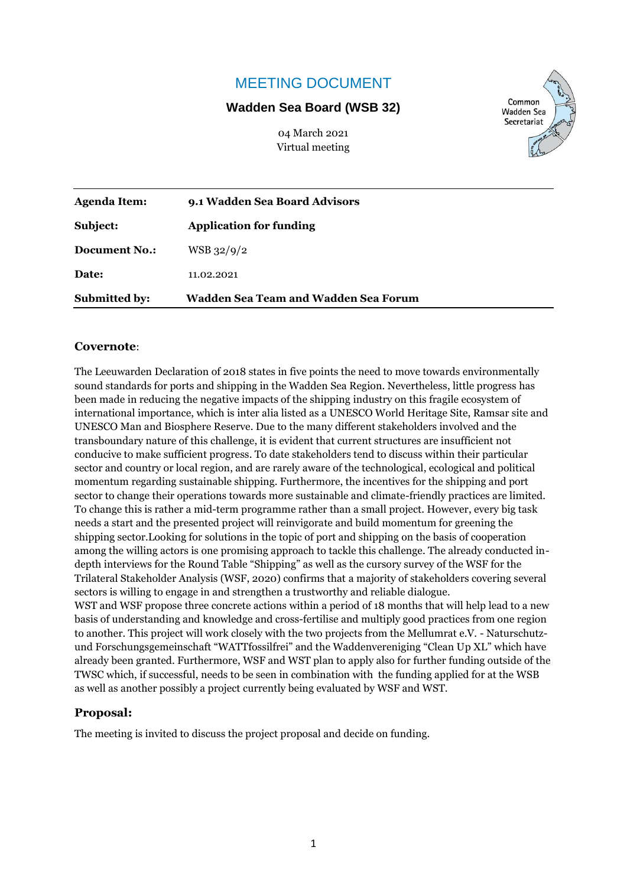# MEETING DOCUMENT

**Wadden Sea Board (WSB 32)**

04 March 2021
Virtual meeting

Common Wadden Sea Secretariat

| | |
|---|---|
| **Agenda Item:** | **9.1 Wadden Sea Board Advisors** |
| **Subject:** | **Application for funding** |
| **Document No.:** | WSB 32/9/2 |
| **Date:** | 11.02.2021 |
| **Submitted by:** | **Wadden Sea Team and Wadden Sea Forum** |

## Covernote:

The Leeuwarden Declaration of 2018 states in five points the need to move towards environmentally sound standards for ports and shipping in the Wadden Sea Region. Nevertheless, little progress has been made in reducing the negative impacts of the shipping industry on this fragile ecosystem of international importance, which is inter alia listed as a UNESCO World Heritage Site, Ramsar site and UNESCO Man and Biosphere Reserve. Due to the many different stakeholders involved and the transboundary nature of this challenge, it is evident that current structures are insufficient not conducive to make sufficient progress. To date stakeholders tend to discuss within their particular sector and country or local region, and are rarely aware of the technological, ecological and political momentum regarding sustainable shipping. Furthermore, the incentives for the shipping and port sector to change their operations towards more sustainable and climate-friendly practices are limited. To change this is rather a mid-term programme rather than a small project. However, every big task needs a start and the presented project will reinvigorate and build momentum for greening the shipping sector.Looking for solutions in the topic of port and shipping on the basis of cooperation among the willing actors is one promising approach to tackle this challenge. The already conducted in-depth interviews for the Round Table "Shipping" as well as the cursory survey of the WSF for the Trilateral Stakeholder Analysis (WSF, 2020) confirms that a majority of stakeholders covering several sectors is willing to engage in and strengthen a trustworthy and reliable dialogue.
WST and WSF propose three concrete actions within a period of 18 months that will help lead to a new basis of understanding and knowledge and cross-fertilise and multiply good practices from one region to another. This project will work closely with the two projects from the Mellumrat e.V. - Naturschutz- und Forschungsgemeinschaft "WATTfossilfrei" and the Waddenvereniging "Clean Up XL" which have already been granted. Furthermore, WSF and WST plan to apply also for further funding outside of the TWSC which, if successful, needs to be seen in combination with the funding applied for at the WSB as well as another possibly a project currently being evaluated by WSF and WST.

## Proposal:

The meeting is invited to discuss the project proposal and decide on funding.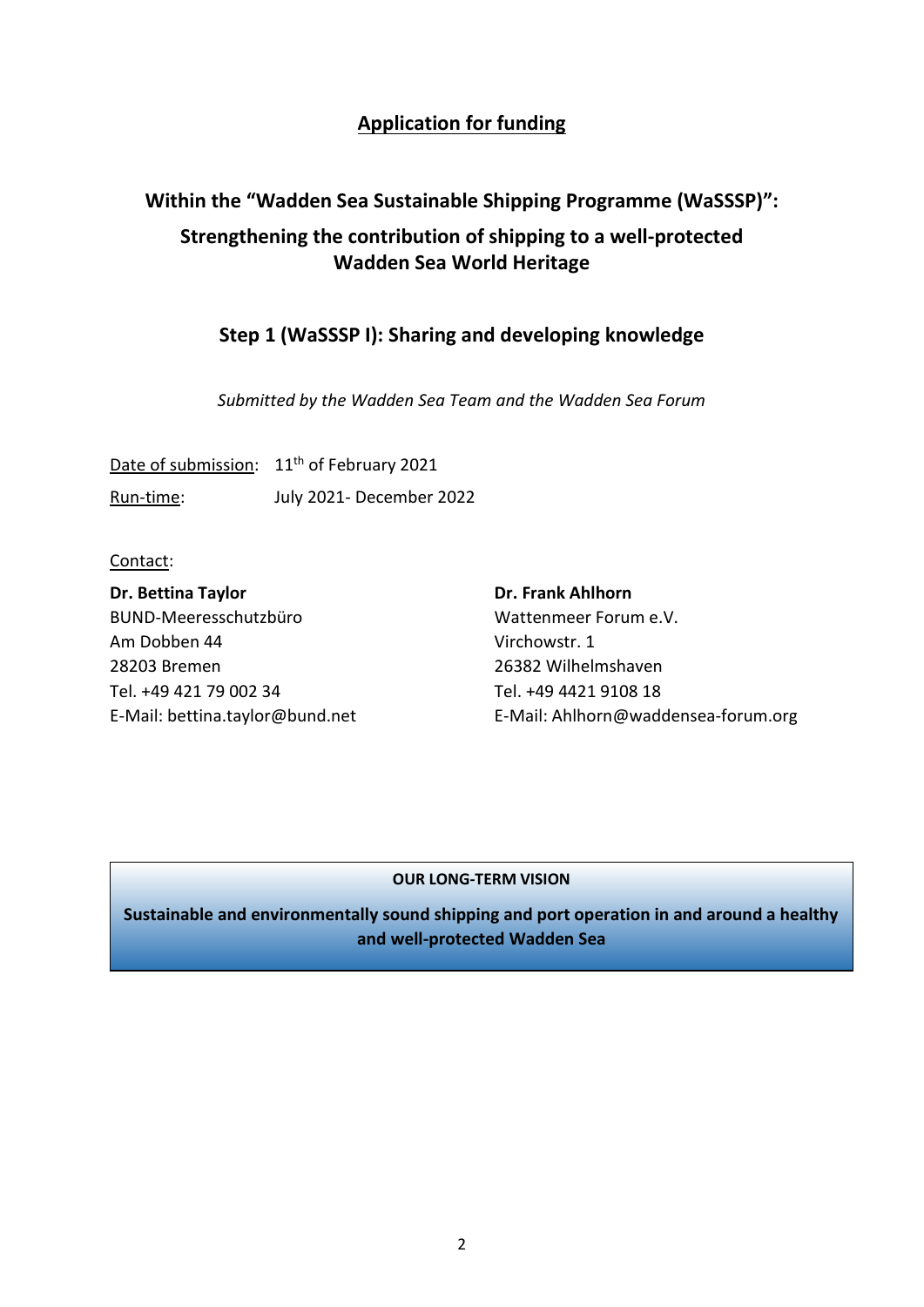# Application for funding

## Within the "Wadden Sea Sustainable Shipping Programme (WaSSSP)": Strengthening the contribution of shipping to a well-protected Wadden Sea World Heritage

### Step 1 (WaSSSP I): Sharing and developing knowledge

*Submitted by the Wadden Sea Team and the Wadden Sea Forum*

Date of submission: 11th of February 2021

Run-time: July 2021- December 2022

Contact:

**Dr. Bettina Taylor**
BUND-Meeresschutzbüro
Am Dobben 44
28203 Bremen
Tel. +49 421 79 002 34
E-Mail: bettina.taylor@bund.net

**Dr. Frank Ahlhorn**
Wattenmeer Forum e.V.
Virchowstr. 1
26382 Wilhelmshaven
Tel. +49 4421 9108 18
E-Mail: Ahlhorn@waddensea-forum.org

**OUR LONG-TERM VISION**

**Sustainable and environmentally sound shipping and port operation in and around a healthy and well-protected Wadden Sea**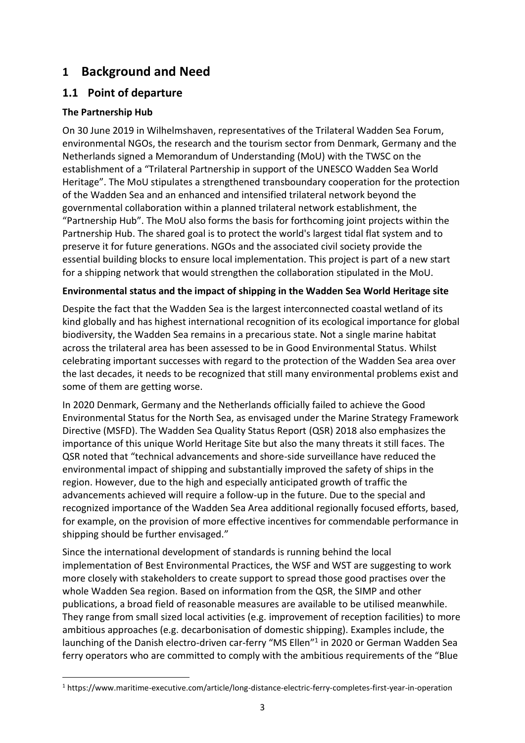# 1 Background and Need

## 1.1 Point of departure

**The Partnership Hub**

On 30 June 2019 in Wilhelmshaven, representatives of the Trilateral Wadden Sea Forum, environmental NGOs, the research and the tourism sector from Denmark, Germany and the Netherlands signed a Memorandum of Understanding (MoU) with the TWSC on the establishment of a "Trilateral Partnership in support of the UNESCO Wadden Sea World Heritage". The MoU stipulates a strengthened transboundary cooperation for the protection of the Wadden Sea and an enhanced and intensified trilateral network beyond the governmental collaboration within a planned trilateral network establishment, the "Partnership Hub". The MoU also forms the basis for forthcoming joint projects within the Partnership Hub. The shared goal is to protect the world's largest tidal flat system and to preserve it for future generations. NGOs and the associated civil society provide the essential building blocks to ensure local implementation. This project is part of a new start for a shipping network that would strengthen the collaboration stipulated in the MoU.

**Environmental status and the impact of shipping in the Wadden Sea World Heritage site**

Despite the fact that the Wadden Sea is the largest interconnected coastal wetland of its kind globally and has highest international recognition of its ecological importance for global biodiversity, the Wadden Sea remains in a precarious state. Not a single marine habitat across the trilateral area has been assessed to be in Good Environmental Status. Whilst celebrating important successes with regard to the protection of the Wadden Sea area over the last decades, it needs to be recognized that still many environmental problems exist and some of them are getting worse.

In 2020 Denmark, Germany and the Netherlands officially failed to achieve the Good Environmental Status for the North Sea, as envisaged under the Marine Strategy Framework Directive (MSFD). The Wadden Sea Quality Status Report (QSR) 2018 also emphasizes the importance of this unique World Heritage Site but also the many threats it still faces. The QSR noted that "technical advancements and shore-side surveillance have reduced the environmental impact of shipping and substantially improved the safety of ships in the region. However, due to the high and especially anticipated growth of traffic the advancements achieved will require a follow-up in the future. Due to the special and recognized importance of the Wadden Sea Area additional regionally focused efforts, based, for example, on the provision of more effective incentives for commendable performance in shipping should be further envisaged."

Since the international development of standards is running behind the local implementation of Best Environmental Practices, the WSF and WST are suggesting to work more closely with stakeholders to create support to spread those good practises over the whole Wadden Sea region. Based on information from the QSR, the SIMP and other publications, a broad field of reasonable measures are available to be utilised meanwhile. They range from small sized local activities (e.g. improvement of reception facilities) to more ambitious approaches (e.g. decarbonisation of domestic shipping). Examples include, the launching of the Danish electro-driven car-ferry "MS Ellen"[1] in 2020 or German Wadden Sea ferry operators who are committed to comply with the ambitious requirements of the "Blue

[1] https://www.maritime-executive.com/article/long-distance-electric-ferry-completes-first-year-in-operation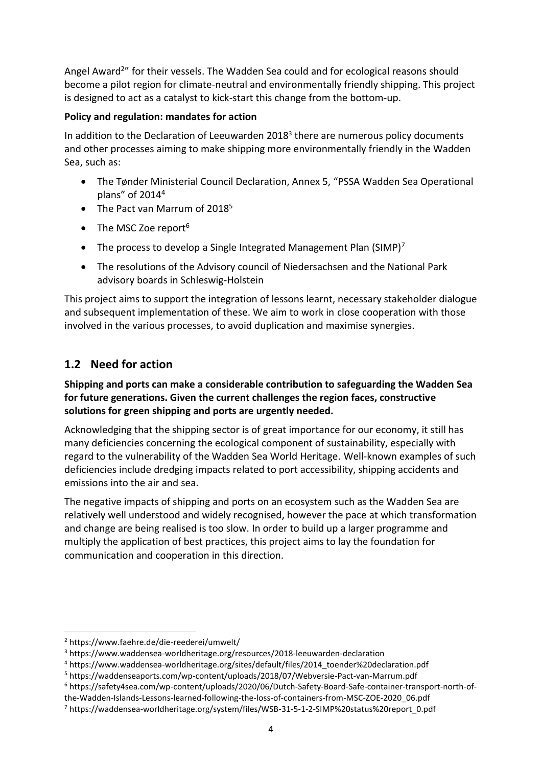Angel Award[2]" for their vessels. The Wadden Sea could and for ecological reasons should become a pilot region for climate-neutral and environmentally friendly shipping. This project is designed to act as a catalyst to kick-start this change from the bottom-up.

**Policy and regulation: mandates for action**

In addition to the Declaration of Leeuwarden 2018[3] there are numerous policy documents and other processes aiming to make shipping more environmentally friendly in the Wadden Sea, such as:

- The Tønder Ministerial Council Declaration, Annex 5, "PSSA Wadden Sea Operational plans" of 2014[4]
- The Pact van Marrum of 2018[5]
- The MSC Zoe report[6]
- The process to develop a Single Integrated Management Plan (SIMP)[7]
- The resolutions of the Advisory council of Niedersachsen and the National Park advisory boards in Schleswig-Holstein

This project aims to support the integration of lessons learnt, necessary stakeholder dialogue and subsequent implementation of these. We aim to work in close cooperation with those involved in the various processes, to avoid duplication and maximise synergies.

## 1.2 Need for action

**Shipping and ports can make a considerable contribution to safeguarding the Wadden Sea for future generations. Given the current challenges the region faces, constructive solutions for green shipping and ports are urgently needed.**

Acknowledging that the shipping sector is of great importance for our economy, it still has many deficiencies concerning the ecological component of sustainability, especially with regard to the vulnerability of the Wadden Sea World Heritage. Well-known examples of such deficiencies include dredging impacts related to port accessibility, shipping accidents and emissions into the air and sea.

The negative impacts of shipping and ports on an ecosystem such as the Wadden Sea are relatively well understood and widely recognised, however the pace at which transformation and change are being realised is too slow. In order to build up a larger programme and multiply the application of best practices, this project aims to lay the foundation for communication and cooperation in this direction.

---

[2] https://www.faehre.de/die-reederei/umwelt/

[3] https://www.waddensea-worldheritage.org/resources/2018-leeuwarden-declaration

[4] https://www.waddensea-worldheritage.org/sites/default/files/2014_toender%20declaration.pdf

[5] https://waddenseaports.com/wp-content/uploads/2018/07/Webversie-Pact-van-Marrum.pdf

[6] https://safety4sea.com/wp-content/uploads/2020/06/Dutch-Safety-Board-Safe-container-transport-north-of-the-Wadden-Islands-Lessons-learned-following-the-loss-of-containers-from-MSC-ZOE-2020_06.pdf

[7] https://waddensea-worldheritage.org/system/files/WSB-31-5-1-2-SIMP%20status%20report_0.pdf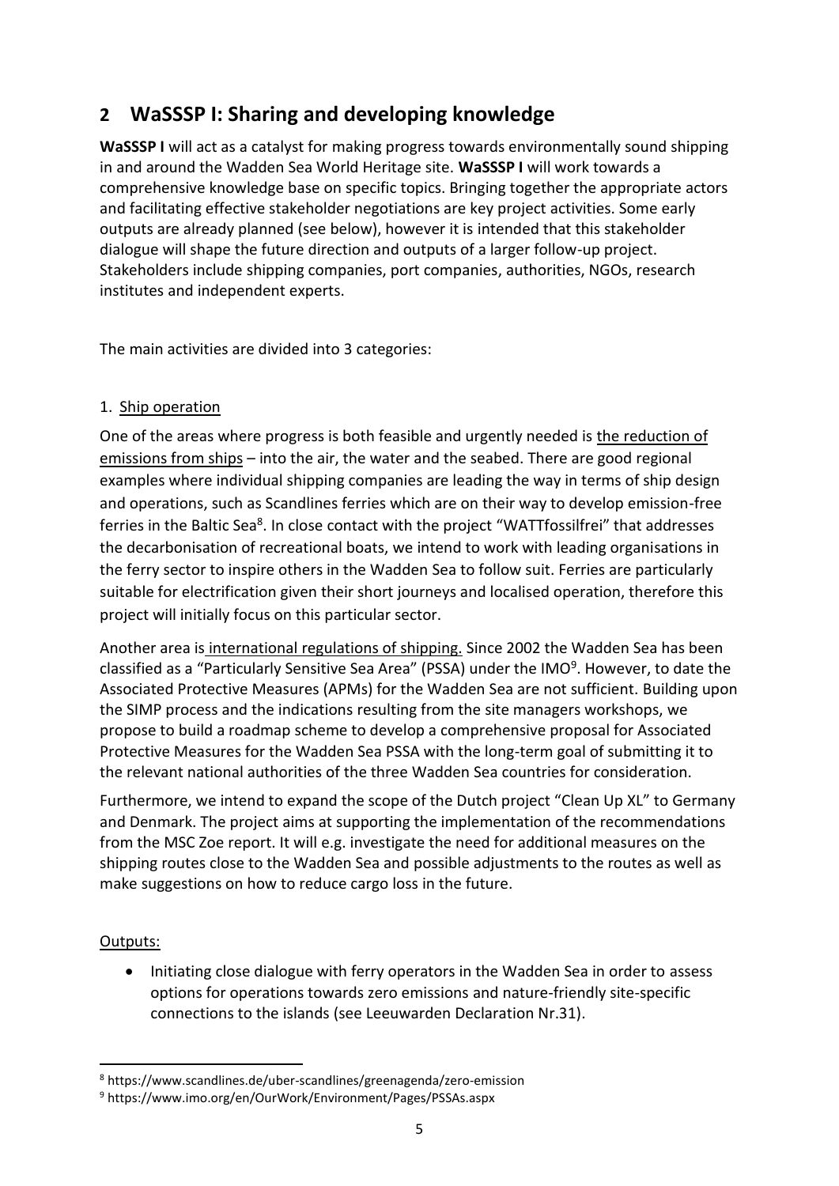## 2 WaSSSP I: Sharing and developing knowledge

**WaSSSP I** will act as a catalyst for making progress towards environmentally sound shipping in and around the Wadden Sea World Heritage site. **WaSSSP I** will work towards a comprehensive knowledge base on specific topics. Bringing together the appropriate actors and facilitating effective stakeholder negotiations are key project activities. Some early outputs are already planned (see below), however it is intended that this stakeholder dialogue will shape the future direction and outputs of a larger follow-up project. Stakeholders include shipping companies, port companies, authorities, NGOs, research institutes and independent experts.

The main activities are divided into 3 categories:

1. Ship operation

One of the areas where progress is both feasible and urgently needed is the reduction of emissions from ships – into the air, the water and the seabed. There are good regional examples where individual shipping companies are leading the way in terms of ship design and operations, such as Scandlines ferries which are on their way to develop emission-free ferries in the Baltic Sea[8]. In close contact with the project "WATTfossilfrei" that addresses the decarbonisation of recreational boats, we intend to work with leading organisations in the ferry sector to inspire others in the Wadden Sea to follow suit. Ferries are particularly suitable for electrification given their short journeys and localised operation, therefore this project will initially focus on this particular sector.

Another area is international regulations of shipping. Since 2002 the Wadden Sea has been classified as a "Particularly Sensitive Sea Area" (PSSA) under the IMO[9]. However, to date the Associated Protective Measures (APMs) for the Wadden Sea are not sufficient. Building upon the SIMP process and the indications resulting from the site managers workshops, we propose to build a roadmap scheme to develop a comprehensive proposal for Associated Protective Measures for the Wadden Sea PSSA with the long-term goal of submitting it to the relevant national authorities of the three Wadden Sea countries for consideration.

Furthermore, we intend to expand the scope of the Dutch project "Clean Up XL" to Germany and Denmark. The project aims at supporting the implementation of the recommendations from the MSC Zoe report. It will e.g. investigate the need for additional measures on the shipping routes close to the Wadden Sea and possible adjustments to the routes as well as make suggestions on how to reduce cargo loss in the future.

Outputs:

- Initiating close dialogue with ferry operators in the Wadden Sea in order to assess options for operations towards zero emissions and nature-friendly site-specific connections to the islands (see Leeuwarden Declaration Nr.31).

[8] https://www.scandlines.de/uber-scandlines/greenagenda/zero-emission

[9] https://www.imo.org/en/OurWork/Environment/Pages/PSSAs.aspx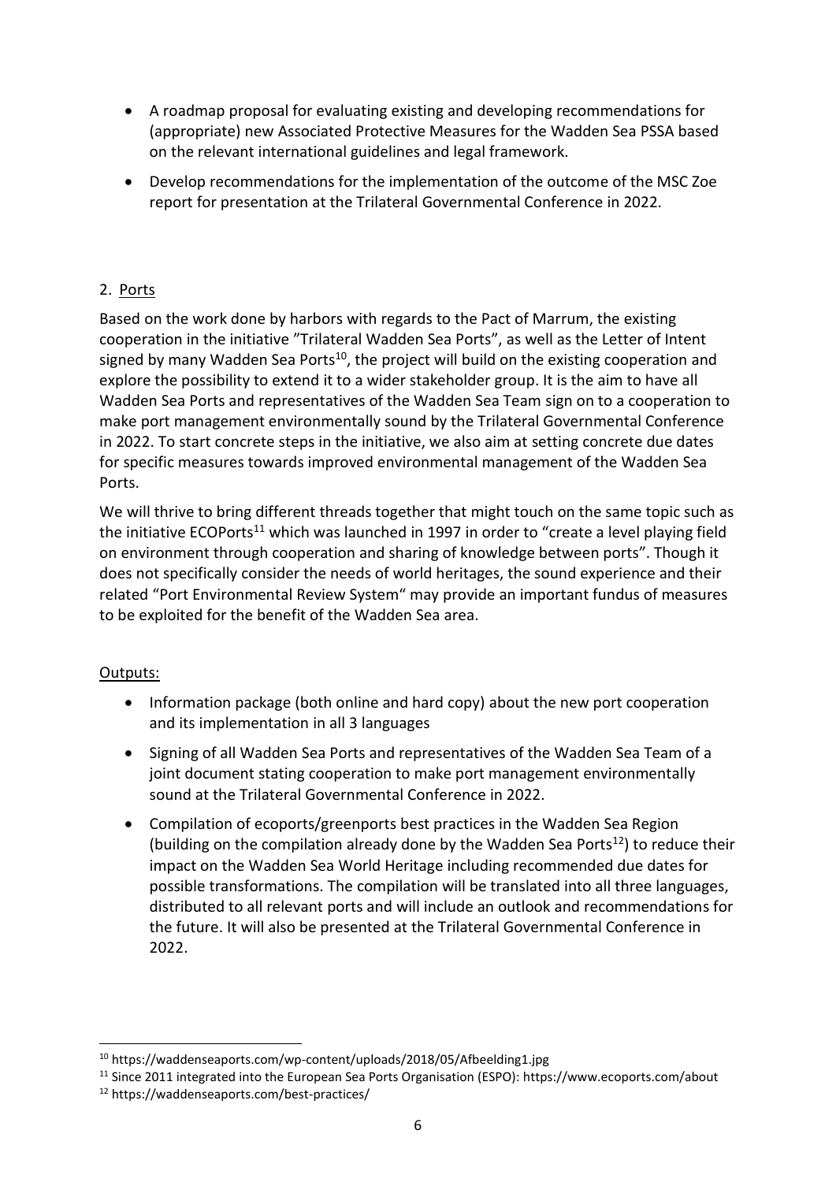- A roadmap proposal for evaluating existing and developing recommendations for (appropriate) new Associated Protective Measures for the Wadden Sea PSSA based on the relevant international guidelines and legal framework.
- Develop recommendations for the implementation of the outcome of the MSC Zoe report for presentation at the Trilateral Governmental Conference in 2022.

## 2. Ports

Based on the work done by harbors with regards to the Pact of Marrum, the existing cooperation in the initiative "Trilateral Wadden Sea Ports", as well as the Letter of Intent signed by many Wadden Sea Ports[10], the project will build on the existing cooperation and explore the possibility to extend it to a wider stakeholder group. It is the aim to have all Wadden Sea Ports and representatives of the Wadden Sea Team sign on to a cooperation to make port management environmentally sound by the Trilateral Governmental Conference in 2022. To start concrete steps in the initiative, we also aim at setting concrete due dates for specific measures towards improved environmental management of the Wadden Sea Ports.

We will thrive to bring different threads together that might touch on the same topic such as the initiative ECOPorts[11] which was launched in 1997 in order to "create a level playing field on environment through cooperation and sharing of knowledge between ports". Though it does not specifically consider the needs of world heritages, the sound experience and their related "Port Environmental Review System" may provide an important fundus of measures to be exploited for the benefit of the Wadden Sea area.

Outputs:

- Information package (both online and hard copy) about the new port cooperation and its implementation in all 3 languages
- Signing of all Wadden Sea Ports and representatives of the Wadden Sea Team of a joint document stating cooperation to make port management environmentally sound at the Trilateral Governmental Conference in 2022.
- Compilation of ecoports/greenports best practices in the Wadden Sea Region (building on the compilation already done by the Wadden Sea Ports[12]) to reduce their impact on the Wadden Sea World Heritage including recommended due dates for possible transformations. The compilation will be translated into all three languages, distributed to all relevant ports and will include an outlook and recommendations for the future. It will also be presented at the Trilateral Governmental Conference in 2022.

---

[10] https://waddenseaports.com/wp-content/uploads/2018/05/Afbeelding1.jpg

[11] Since 2011 integrated into the European Sea Ports Organisation (ESPO): https://www.ecoports.com/about

[12] https://waddenseaports.com/best-practices/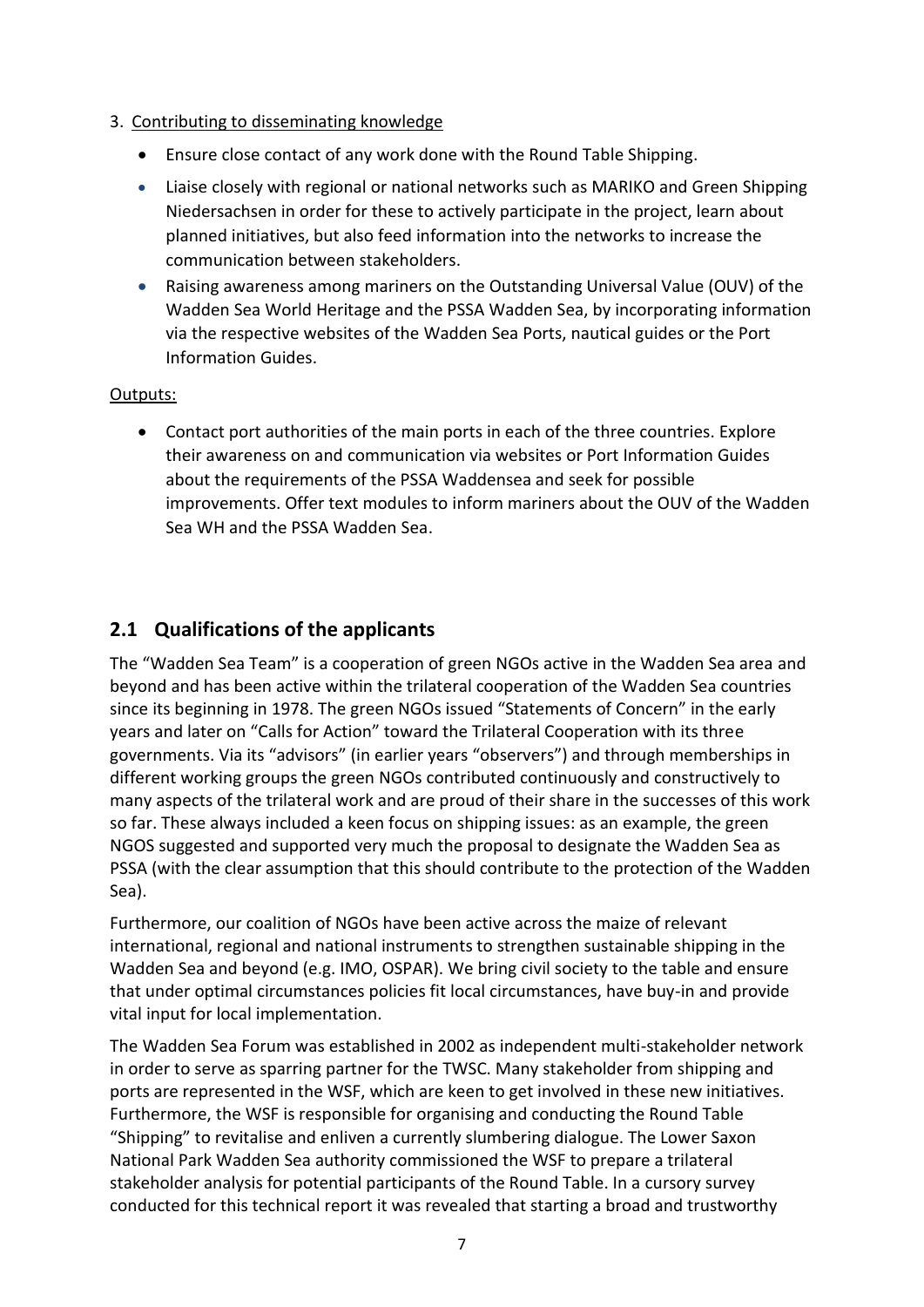3. Contributing to disseminating knowledge

- Ensure close contact of any work done with the Round Table Shipping.
- Liaise closely with regional or national networks such as MARIKO and Green Shipping Niedersachsen in order for these to actively participate in the project, learn about planned initiatives, but also feed information into the networks to increase the communication between stakeholders.
- Raising awareness among mariners on the Outstanding Universal Value (OUV) of the Wadden Sea World Heritage and the PSSA Wadden Sea, by incorporating information via the respective websites of the Wadden Sea Ports, nautical guides or the Port Information Guides.

Outputs:

- Contact port authorities of the main ports in each of the three countries. Explore their awareness on and communication via websites or Port Information Guides about the requirements of the PSSA Waddensea and seek for possible improvements. Offer text modules to inform mariners about the OUV of the Wadden Sea WH and the PSSA Wadden Sea.

## 2.1 Qualifications of the applicants

The "Wadden Sea Team" is a cooperation of green NGOs active in the Wadden Sea area and beyond and has been active within the trilateral cooperation of the Wadden Sea countries since its beginning in 1978. The green NGOs issued "Statements of Concern" in the early years and later on "Calls for Action" toward the Trilateral Cooperation with its three governments. Via its "advisors" (in earlier years "observers") and through memberships in different working groups the green NGOs contributed continuously and constructively to many aspects of the trilateral work and are proud of their share in the successes of this work so far. These always included a keen focus on shipping issues: as an example, the green NGOS suggested and supported very much the proposal to designate the Wadden Sea as PSSA (with the clear assumption that this should contribute to the protection of the Wadden Sea).

Furthermore, our coalition of NGOs have been active across the maize of relevant international, regional and national instruments to strengthen sustainable shipping in the Wadden Sea and beyond (e.g. IMO, OSPAR). We bring civil society to the table and ensure that under optimal circumstances policies fit local circumstances, have buy-in and provide vital input for local implementation.

The Wadden Sea Forum was established in 2002 as independent multi-stakeholder network in order to serve as sparring partner for the TWSC. Many stakeholder from shipping and ports are represented in the WSF, which are keen to get involved in these new initiatives. Furthermore, the WSF is responsible for organising and conducting the Round Table "Shipping" to revitalise and enliven a currently slumbering dialogue. The Lower Saxon National Park Wadden Sea authority commissioned the WSF to prepare a trilateral stakeholder analysis for potential participants of the Round Table. In a cursory survey conducted for this technical report it was revealed that starting a broad and trustworthy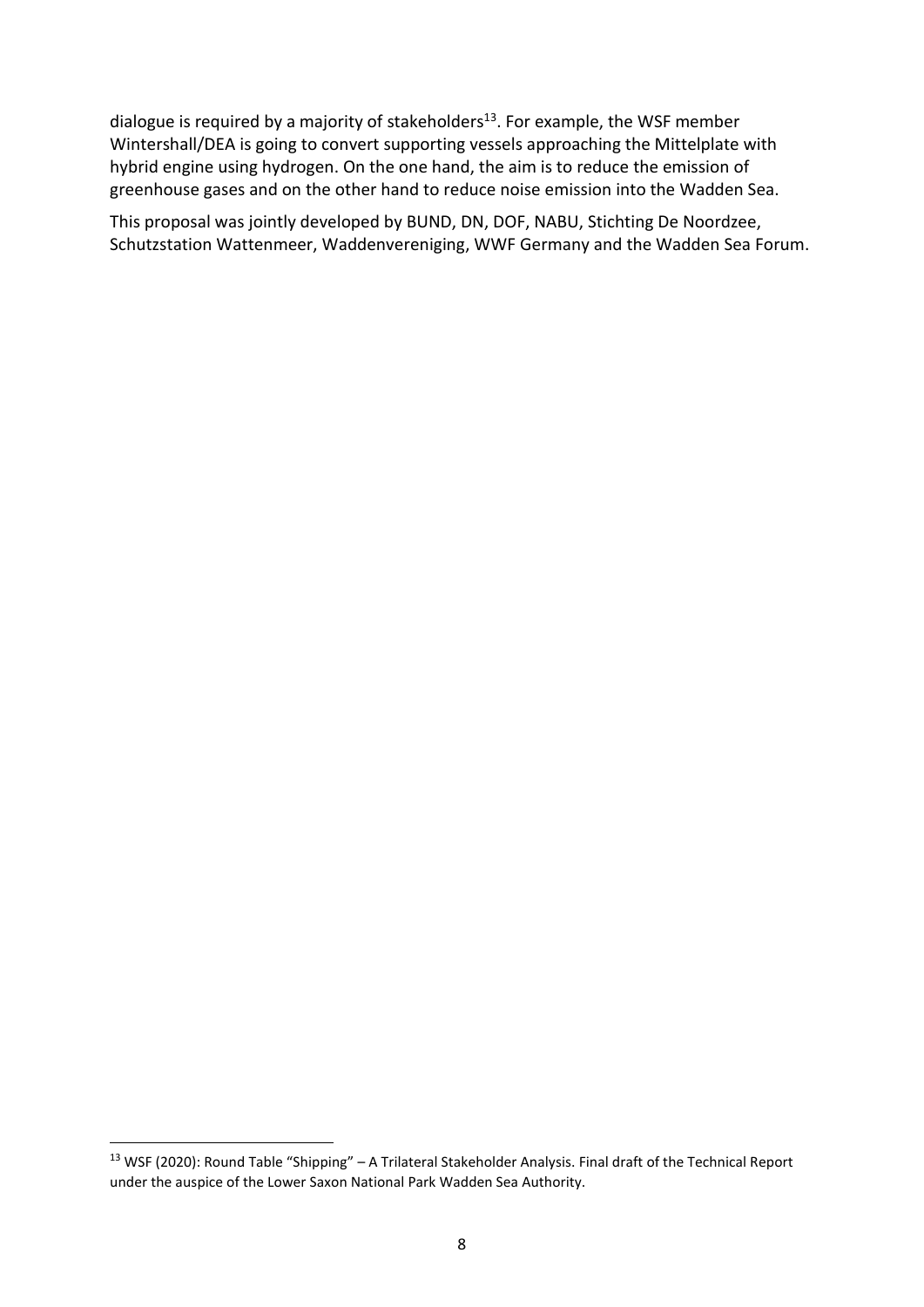dialogue is required by a majority of stakeholders[13]. For example, the WSF member Wintershall/DEA is going to convert supporting vessels approaching the Mittelplate with hybrid engine using hydrogen. On the one hand, the aim is to reduce the emission of greenhouse gases and on the other hand to reduce noise emission into the Wadden Sea.

This proposal was jointly developed by BUND, DN, DOF, NABU, Stichting De Noordzee, Schutzstation Wattenmeer, Waddenvereniging, WWF Germany and the Wadden Sea Forum.

---

[13] WSF (2020): Round Table "Shipping" – A Trilateral Stakeholder Analysis. Final draft of the Technical Report under the auspice of the Lower Saxon National Park Wadden Sea Authority.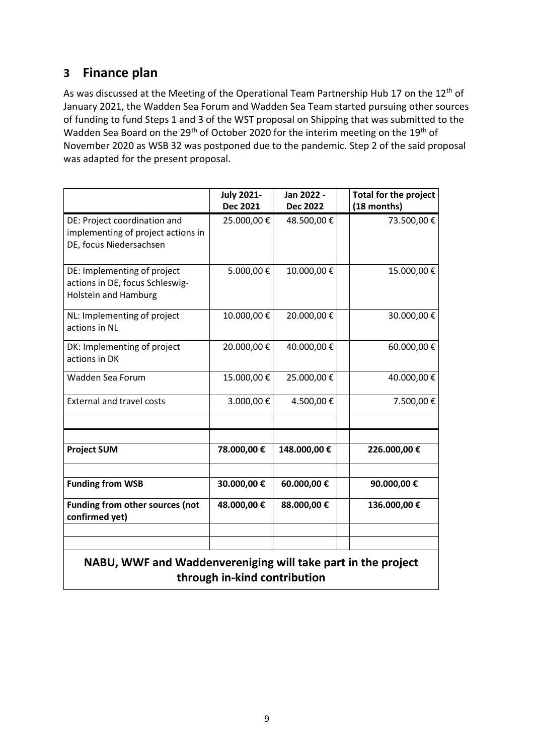## 3 Finance plan

As was discussed at the Meeting of the Operational Team Partnership Hub 17 on the 12th of January 2021, the Wadden Sea Forum and Wadden Sea Team started pursuing other sources of funding to fund Steps 1 and 3 of the WST proposal on Shipping that was submitted to the Wadden Sea Board on the 29th of October 2020 for the interim meeting on the 19th of November 2020 as WSB 32 was postponed due to the pandemic. Step 2 of the said proposal was adapted for the present proposal.

| | **July 2021-Dec 2021** | **Jan 2022 - Dec 2022** | | **Total for the project (18 months)** |
|---|---|---|---|---|
| DE: Project coordination and implementing of project actions in DE, focus Niedersachsen | 25.000,00 € | 48.500,00 € | | 73.500,00 € |
| DE: Implementing of project actions in DE, focus Schleswig-Holstein and Hamburg | 5.000,00 € | 10.000,00 € | | 15.000,00 € |
| NL: Implementing of project actions in NL | 10.000,00 € | 20.000,00 € | | 30.000,00 € |
| DK: Implementing of project actions in DK | 20.000,00 € | 40.000,00 € | | 60.000,00 € |
| Wadden Sea Forum | 15.000,00 € | 25.000,00 € | | 40.000,00 € |
| External and travel costs | 3.000,00 € | 4.500,00 € | | 7.500,00 € |
| | | | | |
| | | | | |
| **Project SUM** | **78.000,00 €** | **148.000,00 €** | | **226.000,00 €** |
| | | | | |
| **Funding from WSB** | **30.000,00 €** | **60.000,00 €** | | **90.000,00 €** |
| **Funding from other sources (not confirmed yet)** | **48.000,00 €** | **88.000,00 €** | | **136.000,00 €** |
| | | | | |
| | | | | |
| **NABU, WWF and Waddenvereniging will take part in the project through in-kind contribution** | | | | |